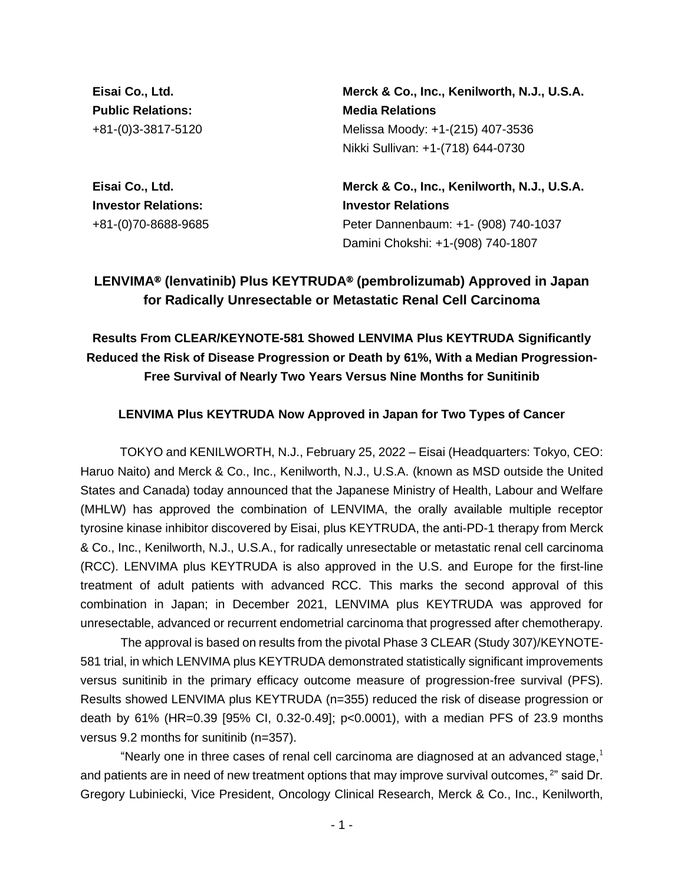**Eisai Co., Ltd.**
**Public Relations:**
+81-(0)3-3817-5120

**Merck & Co., Inc., Kenilworth, N.J., U.S.A.**
**Media Relations**
Melissa Moody: +1-(215) 407-3536
Nikki Sullivan: +1-(718) 644-0730

**Eisai Co., Ltd.**
**Investor Relations:**
+81-(0)70-8688-9685

**Merck & Co., Inc., Kenilworth, N.J., U.S.A.**
**Investor Relations**
Peter Dannenbaum: +1- (908) 740-1037
Damini Chokshi: +1-(908) 740-1807

# LENVIMA® (lenvatinib) Plus KEYTRUDA® (pembrolizumab) Approved in Japan for Radically Unresectable or Metastatic Renal Cell Carcinoma

## Results From CLEAR/KEYNOTE-581 Showed LENVIMA Plus KEYTRUDA Significantly Reduced the Risk of Disease Progression or Death by 61%, With a Median Progression-Free Survival of Nearly Two Years Versus Nine Months for Sunitinib

### LENVIMA Plus KEYTRUDA Now Approved in Japan for Two Types of Cancer

TOKYO and KENILWORTH, N.J., February 25, 2022 – Eisai (Headquarters: Tokyo, CEO: Haruo Naito) and Merck & Co., Inc., Kenilworth, N.J., U.S.A. (known as MSD outside the United States and Canada) today announced that the Japanese Ministry of Health, Labour and Welfare (MHLW) has approved the combination of LENVIMA, the orally available multiple receptor tyrosine kinase inhibitor discovered by Eisai, plus KEYTRUDA, the anti-PD-1 therapy from Merck & Co., Inc., Kenilworth, N.J., U.S.A., for radically unresectable or metastatic renal cell carcinoma (RCC). LENVIMA plus KEYTRUDA is also approved in the U.S. and Europe for the first-line treatment of adult patients with advanced RCC. This marks the second approval of this combination in Japan; in December 2021, LENVIMA plus KEYTRUDA was approved for unresectable, advanced or recurrent endometrial carcinoma that progressed after chemotherapy.

The approval is based on results from the pivotal Phase 3 CLEAR (Study 307)/KEYNOTE-581 trial, in which LENVIMA plus KEYTRUDA demonstrated statistically significant improvements versus sunitinib in the primary efficacy outcome measure of progression-free survival (PFS). Results showed LENVIMA plus KEYTRUDA (n=355) reduced the risk of disease progression or death by 61% (HR=0.39 [95% CI, 0.32-0.49]; p<0.0001), with a median PFS of 23.9 months versus 9.2 months for sunitinib (n=357).

"Nearly one in three cases of renal cell carcinoma are diagnosed at an advanced stage,[1] and patients are in need of new treatment options that may improve survival outcomes,[2]" said Dr. Gregory Lubiniecki, Vice President, Oncology Clinical Research, Merck & Co., Inc., Kenilworth,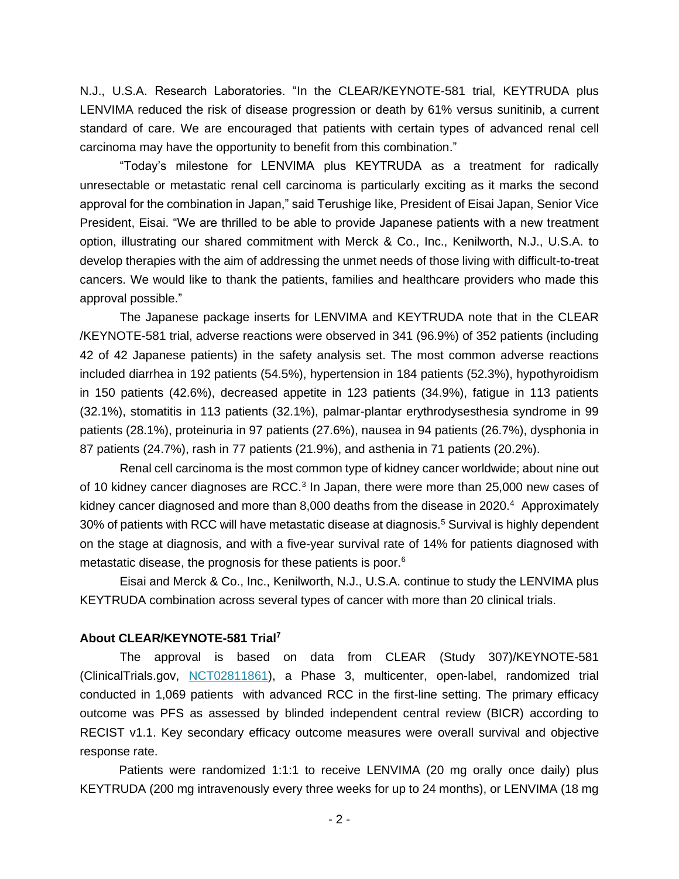N.J., U.S.A. Research Laboratories. "In the CLEAR/KEYNOTE-581 trial, KEYTRUDA plus LENVIMA reduced the risk of disease progression or death by 61% versus sunitinib, a current standard of care. We are encouraged that patients with certain types of advanced renal cell carcinoma may have the opportunity to benefit from this combination."

"Today's milestone for LENVIMA plus KEYTRUDA as a treatment for radically unresectable or metastatic renal cell carcinoma is particularly exciting as it marks the second approval for the combination in Japan," said Terushige Iike, President of Eisai Japan, Senior Vice President, Eisai. "We are thrilled to be able to provide Japanese patients with a new treatment option, illustrating our shared commitment with Merck & Co., Inc., Kenilworth, N.J., U.S.A. to develop therapies with the aim of addressing the unmet needs of those living with difficult-to-treat cancers. We would like to thank the patients, families and healthcare providers who made this approval possible."

The Japanese package inserts for LENVIMA and KEYTRUDA note that in the CLEAR /KEYNOTE-581 trial, adverse reactions were observed in 341 (96.9%) of 352 patients (including 42 of 42 Japanese patients) in the safety analysis set. The most common adverse reactions included diarrhea in 192 patients (54.5%), hypertension in 184 patients (52.3%), hypothyroidism in 150 patients (42.6%), decreased appetite in 123 patients (34.9%), fatigue in 113 patients (32.1%), stomatitis in 113 patients (32.1%), palmar-plantar erythrodysesthesia syndrome in 99 patients (28.1%), proteinuria in 97 patients (27.6%), nausea in 94 patients (26.7%), dysphonia in 87 patients (24.7%), rash in 77 patients (21.9%), and asthenia in 71 patients (20.2%).

Renal cell carcinoma is the most common type of kidney cancer worldwide; about nine out of 10 kidney cancer diagnoses are RCC.[3] In Japan, there were more than 25,000 new cases of kidney cancer diagnosed and more than 8,000 deaths from the disease in 2020.[4] Approximately 30% of patients with RCC will have metastatic disease at diagnosis.[5] Survival is highly dependent on the stage at diagnosis, and with a five-year survival rate of 14% for patients diagnosed with metastatic disease, the prognosis for these patients is poor.[6]

Eisai and Merck & Co., Inc., Kenilworth, N.J., U.S.A. continue to study the LENVIMA plus KEYTRUDA combination across several types of cancer with more than 20 clinical trials.

**About CLEAR/KEYNOTE-581 Trial[7]**

The approval is based on data from CLEAR (Study 307)/KEYNOTE-581 (ClinicalTrials.gov, NCT02811861), a Phase 3, multicenter, open-label, randomized trial conducted in 1,069 patients with advanced RCC in the first-line setting. The primary efficacy outcome was PFS as assessed by blinded independent central review (BICR) according to RECIST v1.1. Key secondary efficacy outcome measures were overall survival and objective response rate.

Patients were randomized 1:1:1 to receive LENVIMA (20 mg orally once daily) plus KEYTRUDA (200 mg intravenously every three weeks for up to 24 months), or LENVIMA (18 mg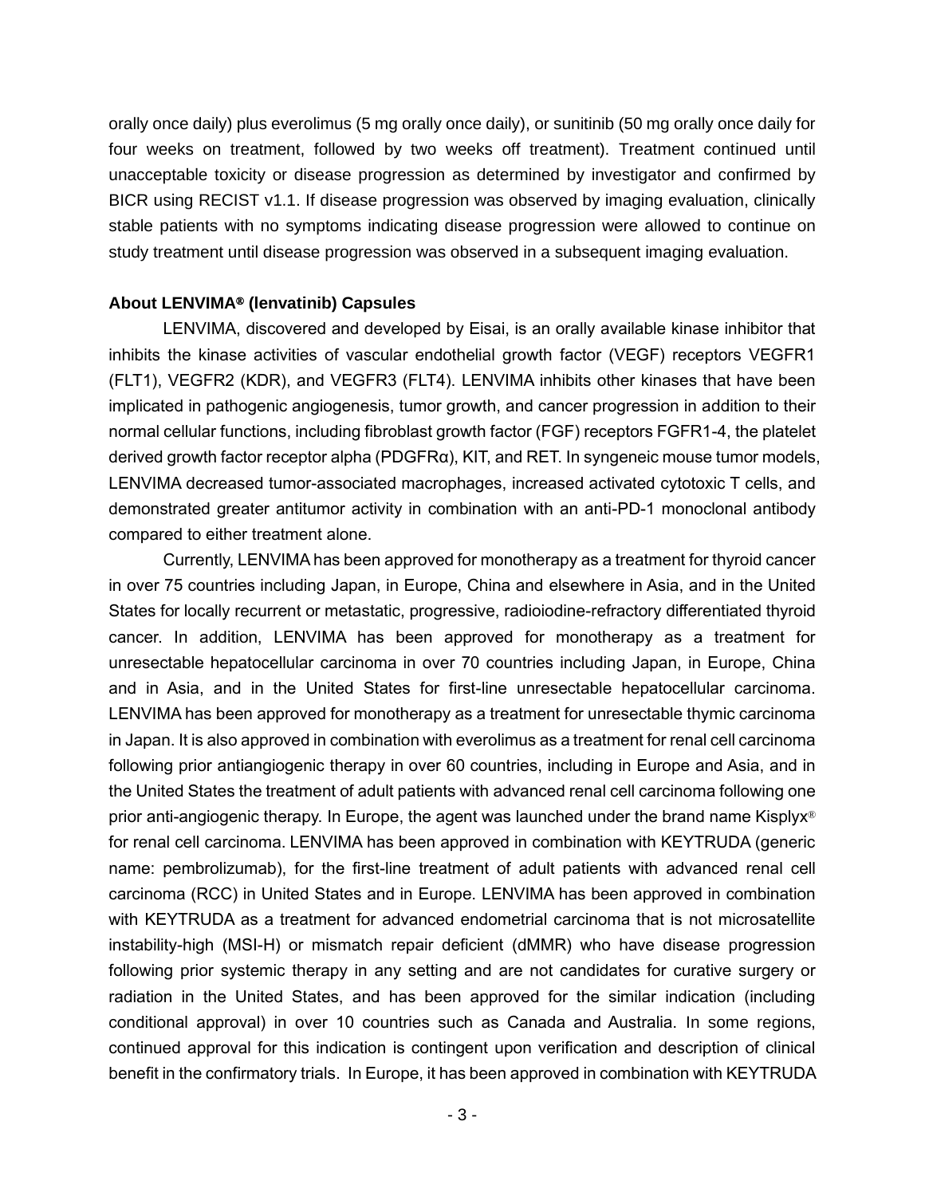orally once daily) plus everolimus (5 mg orally once daily), or sunitinib (50 mg orally once daily for four weeks on treatment, followed by two weeks off treatment). Treatment continued until unacceptable toxicity or disease progression as determined by investigator and confirmed by BICR using RECIST v1.1. If disease progression was observed by imaging evaluation, clinically stable patients with no symptoms indicating disease progression were allowed to continue on study treatment until disease progression was observed in a subsequent imaging evaluation.

**About LENVIMA® (lenvatinib) Capsules**

LENVIMA, discovered and developed by Eisai, is an orally available kinase inhibitor that inhibits the kinase activities of vascular endothelial growth factor (VEGF) receptors VEGFR1 (FLT1), VEGFR2 (KDR), and VEGFR3 (FLT4). LENVIMA inhibits other kinases that have been implicated in pathogenic angiogenesis, tumor growth, and cancer progression in addition to their normal cellular functions, including fibroblast growth factor (FGF) receptors FGFR1-4, the platelet derived growth factor receptor alpha (PDGFRα), KIT, and RET. In syngeneic mouse tumor models, LENVIMA decreased tumor-associated macrophages, increased activated cytotoxic T cells, and demonstrated greater antitumor activity in combination with an anti-PD-1 monoclonal antibody compared to either treatment alone.

Currently, LENVIMA has been approved for monotherapy as a treatment for thyroid cancer in over 75 countries including Japan, in Europe, China and elsewhere in Asia, and in the United States for locally recurrent or metastatic, progressive, radioiodine-refractory differentiated thyroid cancer. In addition, LENVIMA has been approved for monotherapy as a treatment for unresectable hepatocellular carcinoma in over 70 countries including Japan, in Europe, China and in Asia, and in the United States for first-line unresectable hepatocellular carcinoma. LENVIMA has been approved for monotherapy as a treatment for unresectable thymic carcinoma in Japan. It is also approved in combination with everolimus as a treatment for renal cell carcinoma following prior antiangiogenic therapy in over 60 countries, including in Europe and Asia, and in the United States the treatment of adult patients with advanced renal cell carcinoma following one prior anti-angiogenic therapy. In Europe, the agent was launched under the brand name Kisplyx® for renal cell carcinoma. LENVIMA has been approved in combination with KEYTRUDA (generic name: pembrolizumab), for the first-line treatment of adult patients with advanced renal cell carcinoma (RCC) in United States and in Europe. LENVIMA has been approved in combination with KEYTRUDA as a treatment for advanced endometrial carcinoma that is not microsatellite instability-high (MSI-H) or mismatch repair deficient (dMMR) who have disease progression following prior systemic therapy in any setting and are not candidates for curative surgery or radiation in the United States, and has been approved for the similar indication (including conditional approval) in over 10 countries such as Canada and Australia. In some regions, continued approval for this indication is contingent upon verification and description of clinical benefit in the confirmatory trials. In Europe, it has been approved in combination with KEYTRUDA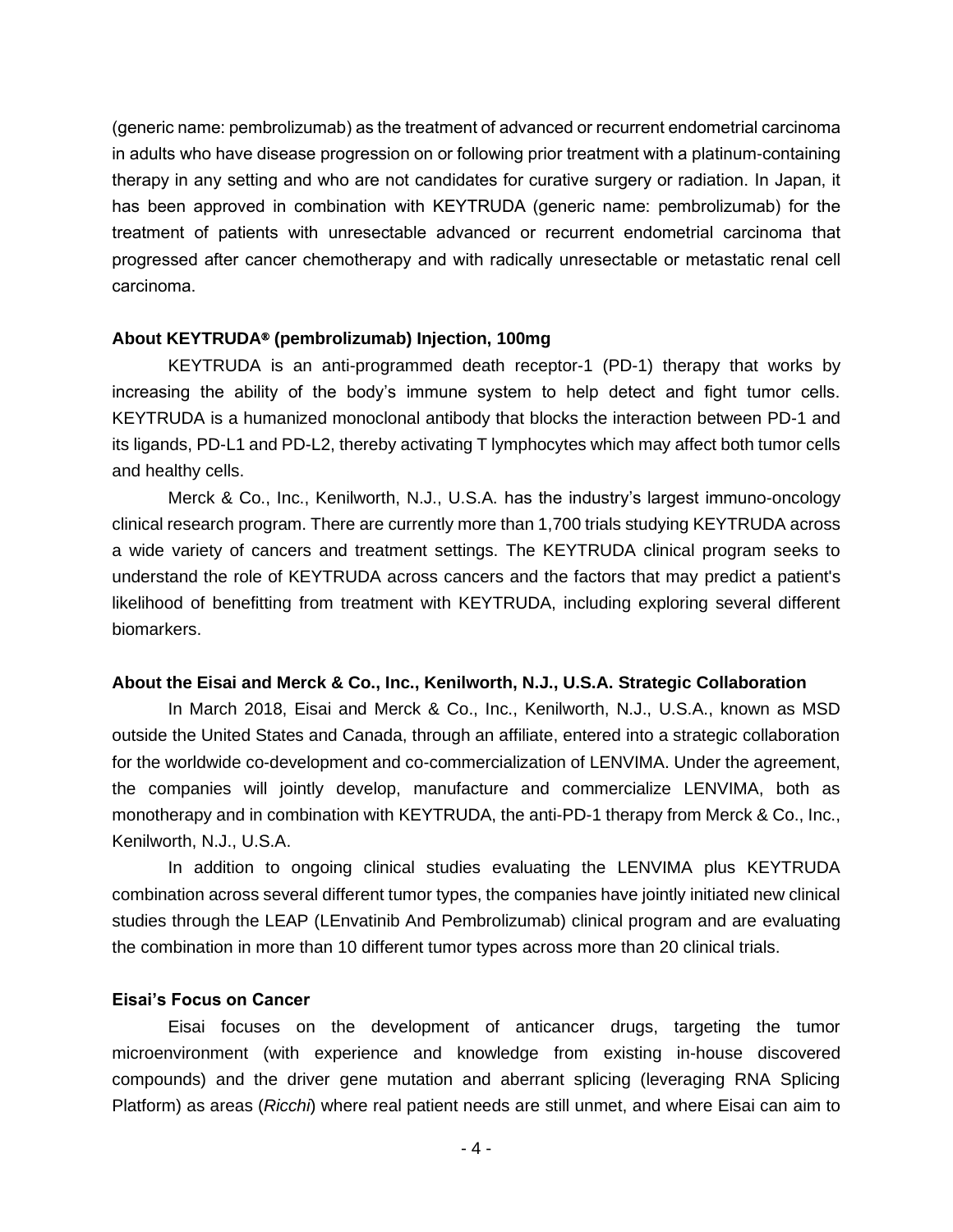(generic name: pembrolizumab) as the treatment of advanced or recurrent endometrial carcinoma in adults who have disease progression on or following prior treatment with a platinum-containing therapy in any setting and who are not candidates for curative surgery or radiation. In Japan, it has been approved in combination with KEYTRUDA (generic name: pembrolizumab) for the treatment of patients with unresectable advanced or recurrent endometrial carcinoma that progressed after cancer chemotherapy and with radically unresectable or metastatic renal cell carcinoma.

**About KEYTRUDA® (pembrolizumab) Injection, 100mg**

KEYTRUDA is an anti-programmed death receptor-1 (PD-1) therapy that works by increasing the ability of the body's immune system to help detect and fight tumor cells. KEYTRUDA is a humanized monoclonal antibody that blocks the interaction between PD-1 and its ligands, PD-L1 and PD-L2, thereby activating T lymphocytes which may affect both tumor cells and healthy cells.

Merck & Co., Inc., Kenilworth, N.J., U.S.A. has the industry's largest immuno-oncology clinical research program. There are currently more than 1,700 trials studying KEYTRUDA across a wide variety of cancers and treatment settings. The KEYTRUDA clinical program seeks to understand the role of KEYTRUDA across cancers and the factors that may predict a patient's likelihood of benefitting from treatment with KEYTRUDA, including exploring several different biomarkers.

**About the Eisai and Merck & Co., Inc., Kenilworth, N.J., U.S.A. Strategic Collaboration**

In March 2018, Eisai and Merck & Co., Inc., Kenilworth, N.J., U.S.A., known as MSD outside the United States and Canada, through an affiliate, entered into a strategic collaboration for the worldwide co-development and co-commercialization of LENVIMA. Under the agreement, the companies will jointly develop, manufacture and commercialize LENVIMA, both as monotherapy and in combination with KEYTRUDA, the anti-PD-1 therapy from Merck & Co., Inc., Kenilworth, N.J., U.S.A.

In addition to ongoing clinical studies evaluating the LENVIMA plus KEYTRUDA combination across several different tumor types, the companies have jointly initiated new clinical studies through the LEAP (LEnvatinib And Pembrolizumab) clinical program and are evaluating the combination in more than 10 different tumor types across more than 20 clinical trials.

**Eisai's Focus on Cancer**

Eisai focuses on the development of anticancer drugs, targeting the tumor microenvironment (with experience and knowledge from existing in-house discovered compounds) and the driver gene mutation and aberrant splicing (leveraging RNA Splicing Platform) as areas (*Ricchi*) where real patient needs are still unmet, and where Eisai can aim to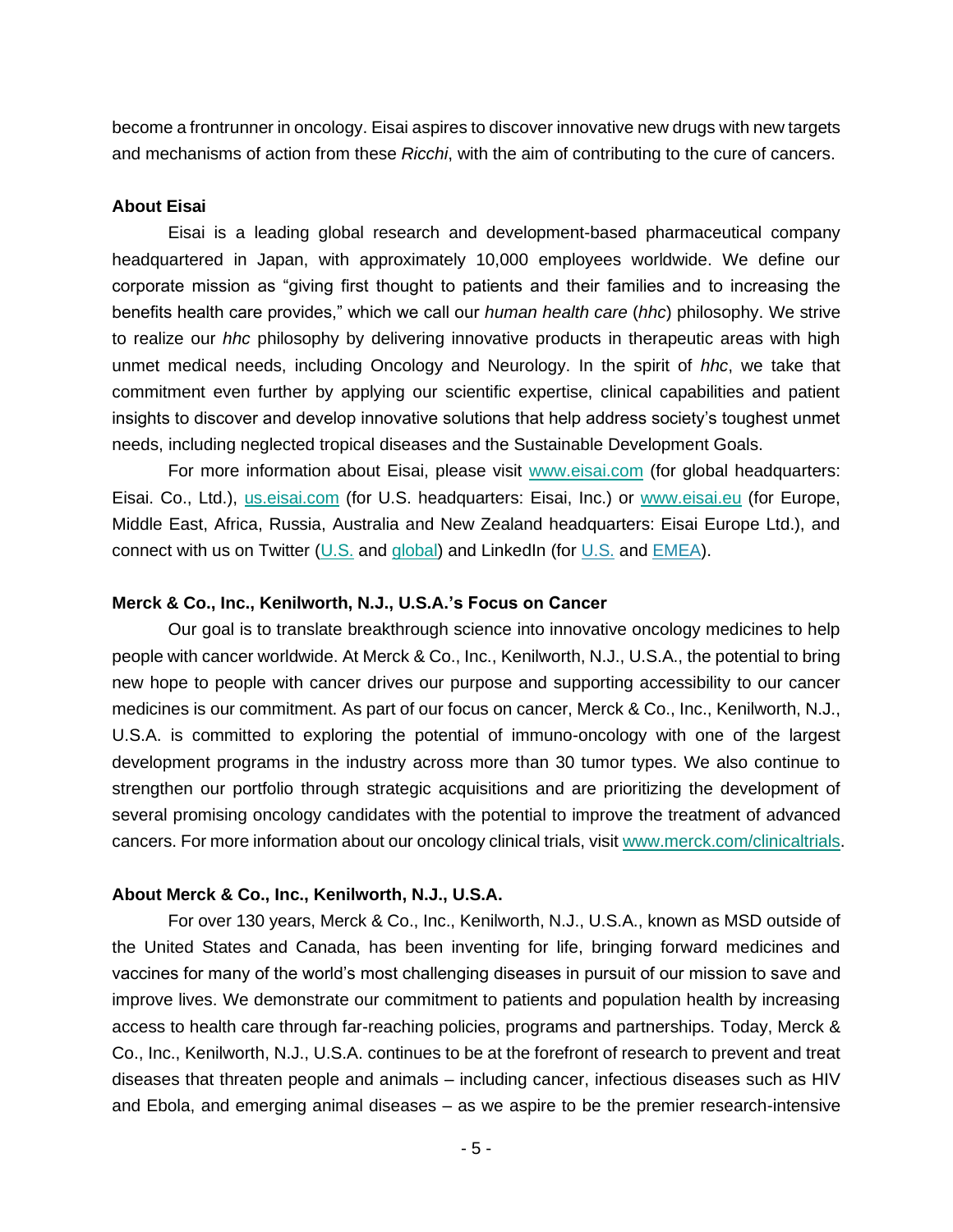become a frontrunner in oncology. Eisai aspires to discover innovative new drugs with new targets and mechanisms of action from these *Ricchi*, with the aim of contributing to the cure of cancers.

**About Eisai**

Eisai is a leading global research and development-based pharmaceutical company headquartered in Japan, with approximately 10,000 employees worldwide. We define our corporate mission as "giving first thought to patients and their families and to increasing the benefits health care provides," which we call our *human health care* (*hhc*) philosophy. We strive to realize our *hhc* philosophy by delivering innovative products in therapeutic areas with high unmet medical needs, including Oncology and Neurology. In the spirit of *hhc*, we take that commitment even further by applying our scientific expertise, clinical capabilities and patient insights to discover and develop innovative solutions that help address society's toughest unmet needs, including neglected tropical diseases and the Sustainable Development Goals.

For more information about Eisai, please visit www.eisai.com (for global headquarters: Eisai. Co., Ltd.), us.eisai.com (for U.S. headquarters: Eisai, Inc.) or www.eisai.eu (for Europe, Middle East, Africa, Russia, Australia and New Zealand headquarters: Eisai Europe Ltd.), and connect with us on Twitter (U.S. and global) and LinkedIn (for U.S. and EMEA).

**Merck & Co., Inc., Kenilworth, N.J., U.S.A.'s Focus on Cancer**

Our goal is to translate breakthrough science into innovative oncology medicines to help people with cancer worldwide. At Merck & Co., Inc., Kenilworth, N.J., U.S.A., the potential to bring new hope to people with cancer drives our purpose and supporting accessibility to our cancer medicines is our commitment. As part of our focus on cancer, Merck & Co., Inc., Kenilworth, N.J., U.S.A. is committed to exploring the potential of immuno-oncology with one of the largest development programs in the industry across more than 30 tumor types. We also continue to strengthen our portfolio through strategic acquisitions and are prioritizing the development of several promising oncology candidates with the potential to improve the treatment of advanced cancers. For more information about our oncology clinical trials, visit www.merck.com/clinicaltrials.

**About Merck & Co., Inc., Kenilworth, N.J., U.S.A.**

For over 130 years, Merck & Co., Inc., Kenilworth, N.J., U.S.A., known as MSD outside of the United States and Canada, has been inventing for life, bringing forward medicines and vaccines for many of the world's most challenging diseases in pursuit of our mission to save and improve lives. We demonstrate our commitment to patients and population health by increasing access to health care through far-reaching policies, programs and partnerships. Today, Merck & Co., Inc., Kenilworth, N.J., U.S.A. continues to be at the forefront of research to prevent and treat diseases that threaten people and animals – including cancer, infectious diseases such as HIV and Ebola, and emerging animal diseases – as we aspire to be the premier research-intensive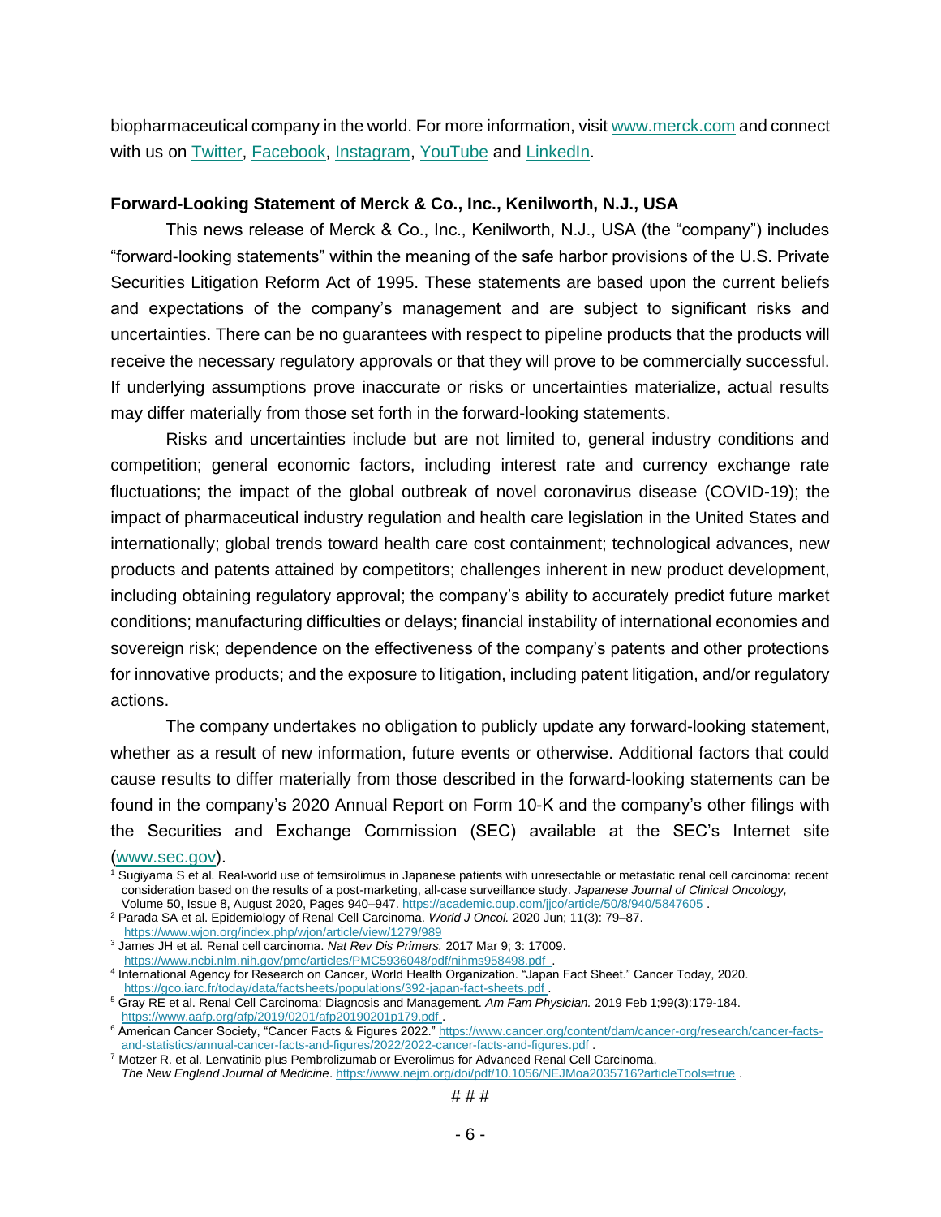biopharmaceutical company in the world. For more information, visit www.merck.com and connect with us on Twitter, Facebook, Instagram, YouTube and LinkedIn.

**Forward-Looking Statement of Merck & Co., Inc., Kenilworth, N.J., USA**

This news release of Merck & Co., Inc., Kenilworth, N.J., USA (the "company") includes "forward-looking statements" within the meaning of the safe harbor provisions of the U.S. Private Securities Litigation Reform Act of 1995. These statements are based upon the current beliefs and expectations of the company's management and are subject to significant risks and uncertainties. There can be no guarantees with respect to pipeline products that the products will receive the necessary regulatory approvals or that they will prove to be commercially successful. If underlying assumptions prove inaccurate or risks or uncertainties materialize, actual results may differ materially from those set forth in the forward-looking statements.

Risks and uncertainties include but are not limited to, general industry conditions and competition; general economic factors, including interest rate and currency exchange rate fluctuations; the impact of the global outbreak of novel coronavirus disease (COVID-19); the impact of pharmaceutical industry regulation and health care legislation in the United States and internationally; global trends toward health care cost containment; technological advances, new products and patents attained by competitors; challenges inherent in new product development, including obtaining regulatory approval; the company's ability to accurately predict future market conditions; manufacturing difficulties or delays; financial instability of international economies and sovereign risk; dependence on the effectiveness of the company's patents and other protections for innovative products; and the exposure to litigation, including patent litigation, and/or regulatory actions.

The company undertakes no obligation to publicly update any forward-looking statement, whether as a result of new information, future events or otherwise. Additional factors that could cause results to differ materially from those described in the forward-looking statements can be found in the company's 2020 Annual Report on Form 10-K and the company's other filings with the Securities and Exchange Commission (SEC) available at the SEC's Internet site (www.sec.gov).

[1] Sugiyama S et al. Real-world use of temsirolimus in Japanese patients with unresectable or metastatic renal cell carcinoma: recent consideration based on the results of a post-marketing, all-case surveillance study. *Japanese Journal of Clinical Oncology,* Volume 50, Issue 8, August 2020, Pages 940–947. https://academic.oup.com/jjco/article/50/8/940/5847605 .

[2] Parada SA et al. Epidemiology of Renal Cell Carcinoma. *World J Oncol.* 2020 Jun; 11(3): 79–87. https://www.wjon.org/index.php/wjon/article/view/1279/989

[3] James JH et al. Renal cell carcinoma. *Nat Rev Dis Primers.* 2017 Mar 9; 3: 17009. https://www.ncbi.nlm.nih.gov/pmc/articles/PMC5936048/pdf/nihms958498.pdf .

[4] International Agency for Research on Cancer, World Health Organization. "Japan Fact Sheet." Cancer Today, 2020. https://gco.iarc.fr/today/data/factsheets/populations/392-japan-fact-sheets.pdf .

[5] Gray RE et al. Renal Cell Carcinoma: Diagnosis and Management. *Am Fam Physician.* 2019 Feb 1;99(3):179-184. https://www.aafp.org/afp/2019/0201/afp20190201p179.pdf .

[6] American Cancer Society, "Cancer Facts & Figures 2022." https://www.cancer.org/content/dam/cancer-org/research/cancer-facts-and-statistics/annual-cancer-facts-and-figures/2022/2022-cancer-facts-and-figures.pdf .

[7] Motzer R. et al. Lenvatinib plus Pembrolizumab or Everolimus for Advanced Renal Cell Carcinoma. *The New England Journal of Medicine*. https://www.nejm.org/doi/pdf/10.1056/NEJMoa2035716?articleTools=true .

# # #